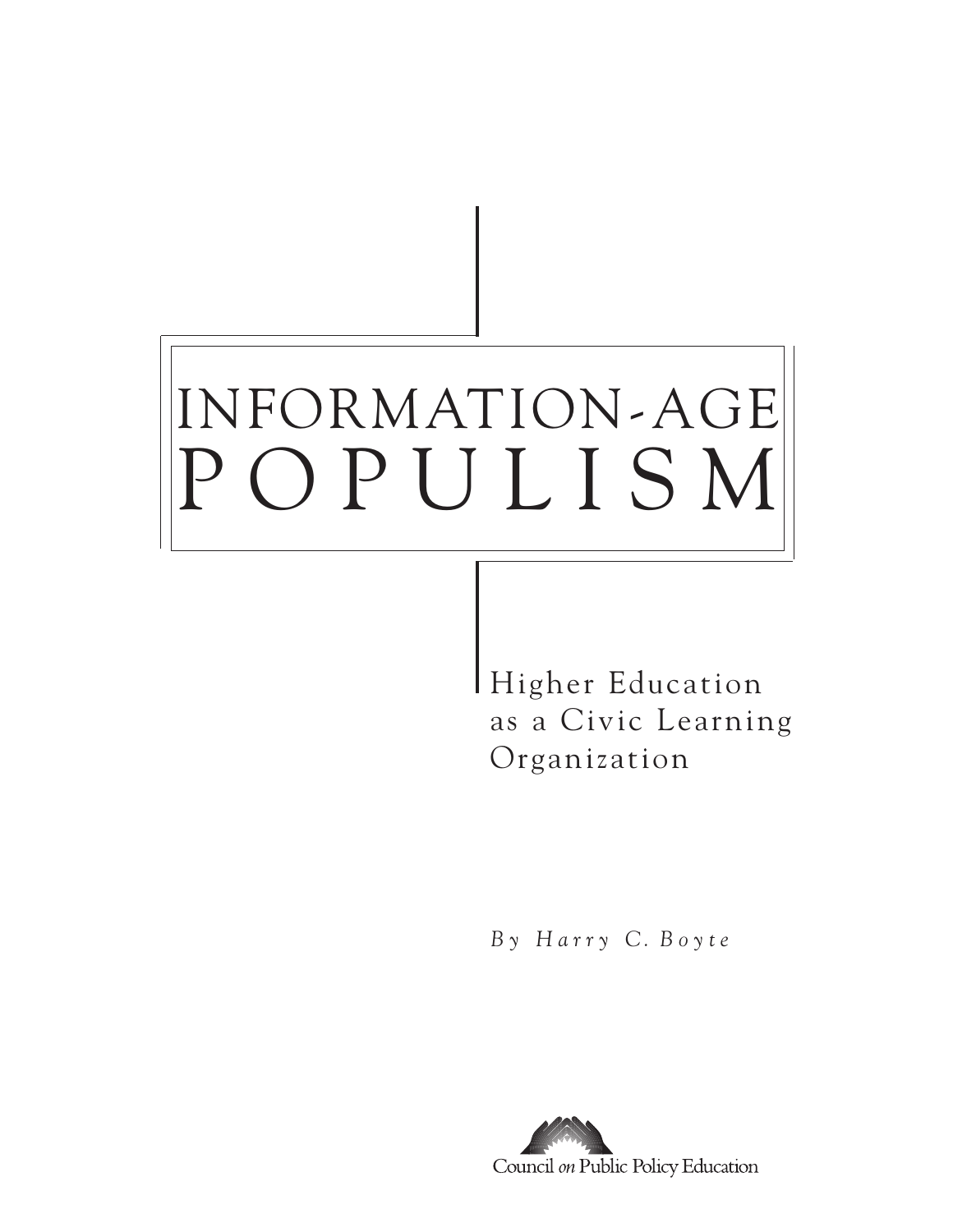# INFORMATION-AGE POPULISM

## Higher Education as a Civic Learning Organization

*By Harry C. Boyte*

Council *on* Public Policy Education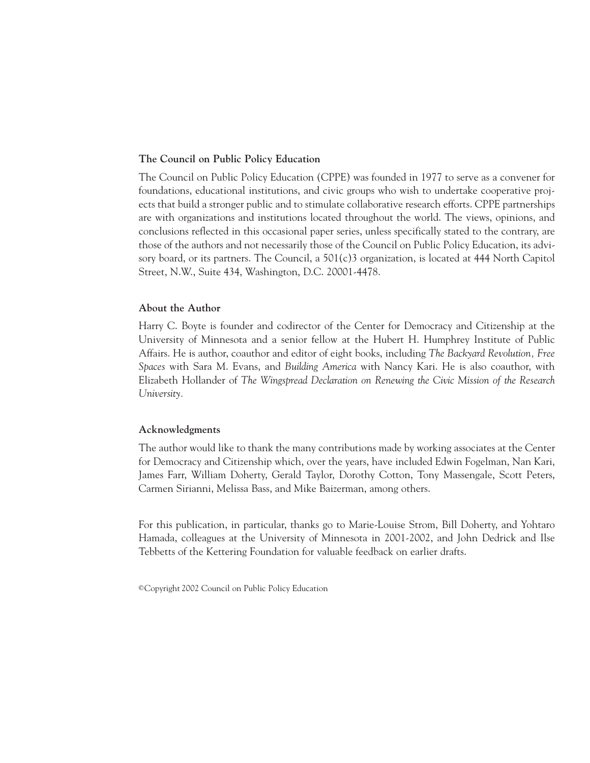## The Council on Public Policy Education

The Council on Public Policy Education (CPPE) was founded in 1977 to serve as a convener for foundations, educational institutions, and civic groups who wish to undertake cooperative projects that build a stronger public and to stimulate collaborative research efforts. CPPE partnerships are with organizations and institutions located throughout the world. The views, opinions, and conclusions reflected in this occasional paper series, unless specifically stated to the contrary, are those of the authors and not necessarily those of the Council on Public Policy Education, its advisory board, or its partners. The Council, a 501(c)3 organization, is located at 444 North Capitol Street, N.W., Suite 434, Washington, D.C. 20001-4478.

## About the Author

Harry C. Boyte is founder and codirector of the Center for Democracy and Citizenship at the University of Minnesota and a senior fellow at the Hubert H. Humphrey Institute of Public Affairs. He is author, coauthor and editor of eight books, including *The Backyard Revolution, Free Spaces* with Sara M. Evans, and *Building America* with Nancy Kari. He is also coauthor, with Elizabeth Hollander of *The Wingspread Declaration on Renewing the Civic Mission of the Research University.*

## Acknowledgments

The author would like to thank the many contributions made by working associates at the Center for Democracy and Citizenship which, over the years, have included Edwin Fogelman, Nan Kari, James Farr, William Doherty, Gerald Taylor, Dorothy Cotton, Tony Massengale, Scott Peters, Carmen Sirianni, Melissa Bass, and Mike Baizerman, among others.

For this publication, in particular, thanks go to Marie-Louise Strom, Bill Doherty, and Yohtaro Hamada, colleagues at the University of Minnesota in 2001-2002, and John Dedrick and Ilse Tebbetts of the Kettering Foundation for valuable feedback on earlier drafts.

©Copyright 2002 Council on Public Policy Education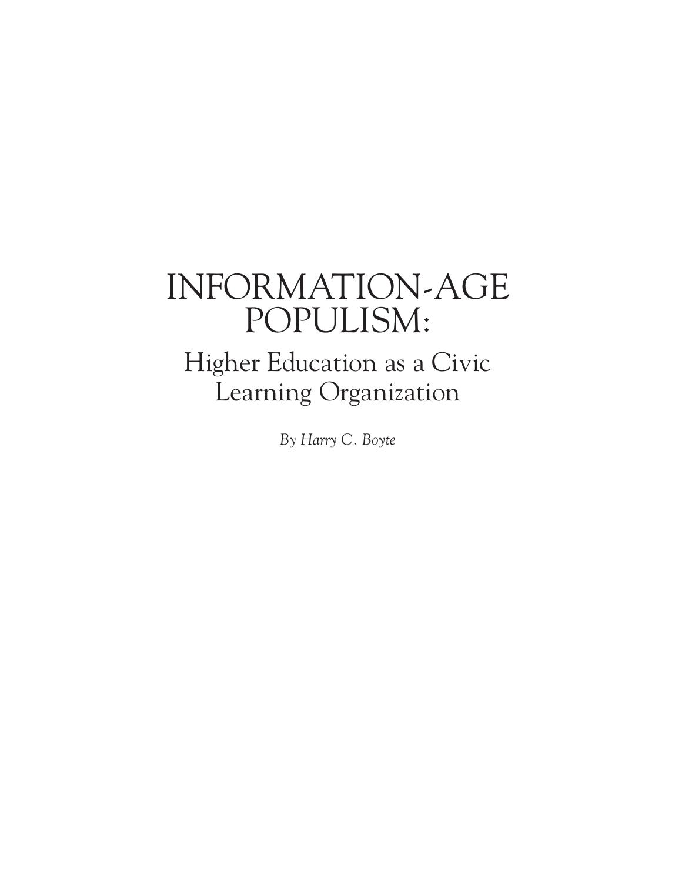# INFORMATION-AGE POPULISM:

## Higher Education as a Civic Learning Organization

*By Harry C. Boyte*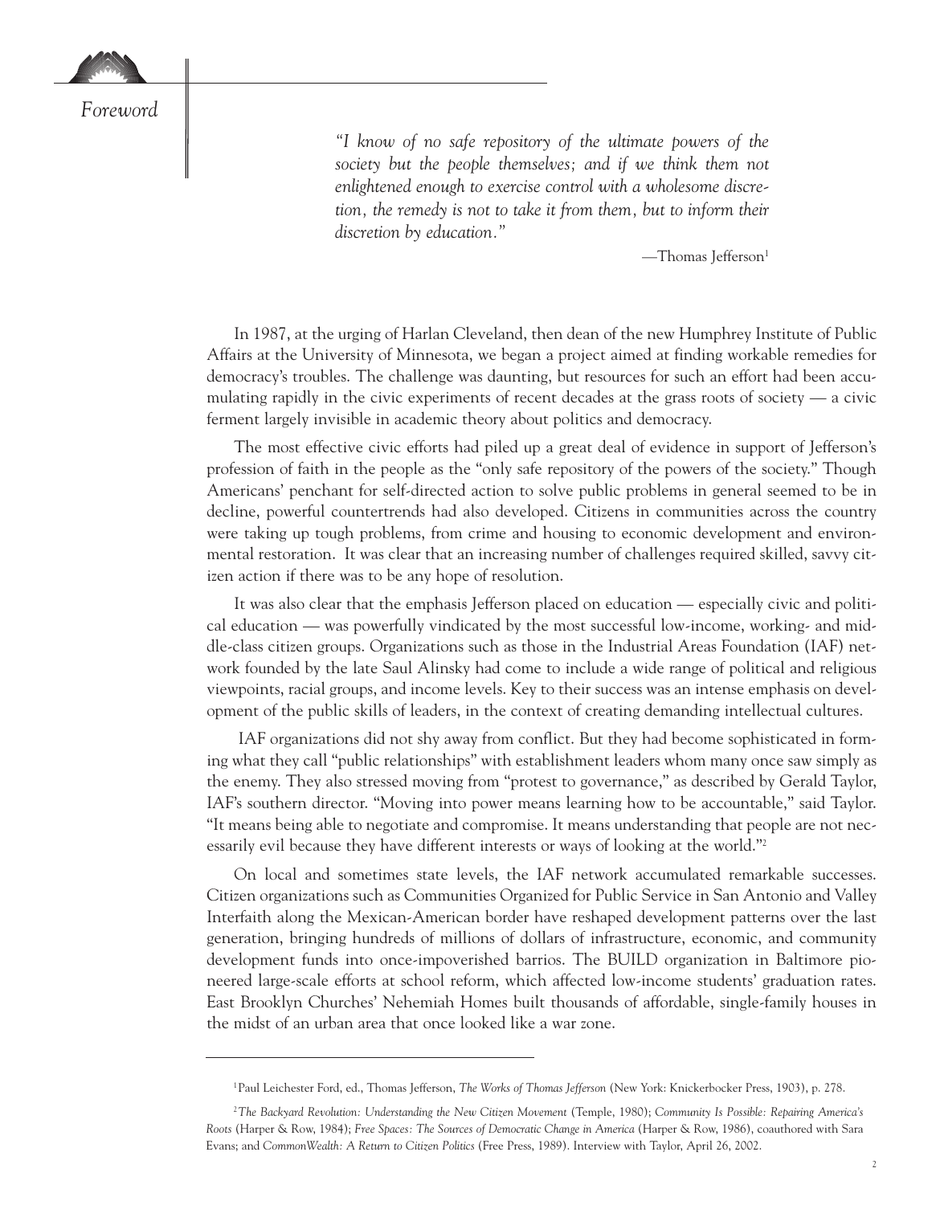## Foreword

> *"I know of no safe repository of the ultimate powers of the society but the people themselves; and if we think them not enlightened enough to exercise control with a wholesome discretion, the remedy is not to take it from them, but to inform their discretion by education."*
>
> —Thomas Jefferson[1]

In 1987, at the urging of Harlan Cleveland, then dean of the new Humphrey Institute of Public Affairs at the University of Minnesota, we began a project aimed at finding workable remedies for democracy's troubles. The challenge was daunting, but resources for such an effort had been accumulating rapidly in the civic experiments of recent decades at the grass roots of society — a civic ferment largely invisible in academic theory about politics and democracy.

The most effective civic efforts had piled up a great deal of evidence in support of Jefferson's profession of faith in the people as the "only safe repository of the powers of the society." Though Americans' penchant for self-directed action to solve public problems in general seemed to be in decline, powerful countertrends had also developed. Citizens in communities across the country were taking up tough problems, from crime and housing to economic development and environmental restoration. It was clear that an increasing number of challenges required skilled, savvy citizen action if there was to be any hope of resolution.

It was also clear that the emphasis Jefferson placed on education — especially civic and political education — was powerfully vindicated by the most successful low-income, working- and middle-class citizen groups. Organizations such as those in the Industrial Areas Foundation (IAF) network founded by the late Saul Alinsky had come to include a wide range of political and religious viewpoints, racial groups, and income levels. Key to their success was an intense emphasis on development of the public skills of leaders, in the context of creating demanding intellectual cultures.

IAF organizations did not shy away from conflict. But they had become sophisticated in forming what they call "public relationships" with establishment leaders whom many once saw simply as the enemy. They also stressed moving from "protest to governance," as described by Gerald Taylor, IAF's southern director. "Moving into power means learning how to be accountable," said Taylor. "It means being able to negotiate and compromise. It means understanding that people are not necessarily evil because they have different interests or ways of looking at the world."[2]

On local and sometimes state levels, the IAF network accumulated remarkable successes. Citizen organizations such as Communities Organized for Public Service in San Antonio and Valley Interfaith along the Mexican-American border have reshaped development patterns over the last generation, bringing hundreds of millions of dollars of infrastructure, economic, and community development funds into once-impoverished barrios. The BUILD organization in Baltimore pioneered large-scale efforts at school reform, which affected low-income students' graduation rates. East Brooklyn Churches' Nehemiah Homes built thousands of affordable, single-family houses in the midst of an urban area that once looked like a war zone.

---

[1] Paul Leichester Ford, ed., Thomas Jefferson, *The Works of Thomas Jefferson* (New York: Knickerbocker Press, 1903), p. 278.

[2] *The Backyard Revolution: Understanding the New Citizen Movement* (Temple, 1980); *Community Is Possible: Repairing America's Roots* (Harper & Row, 1984); *Free Spaces: The Sources of Democratic Change in America* (Harper & Row, 1986), coauthored with Sara Evans; and *CommonWealth: A Return to Citizen Politics* (Free Press, 1989). Interview with Taylor, April 26, 2002.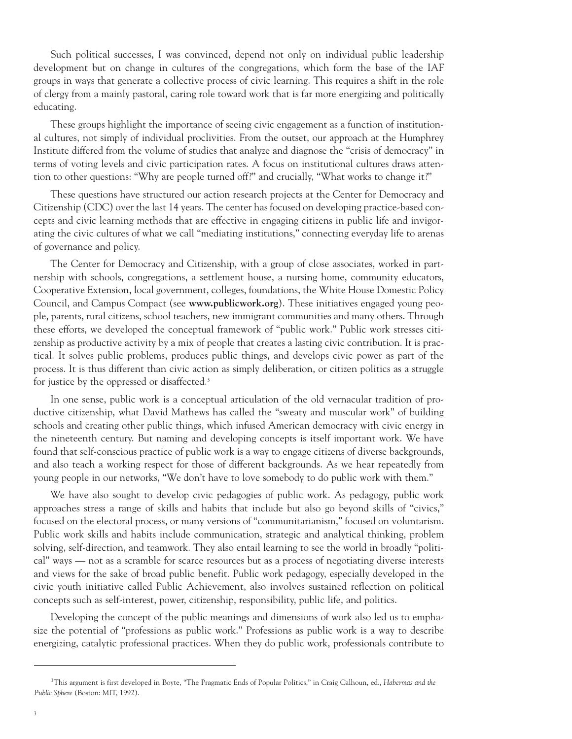Such political successes, I was convinced, depend not only on individual public leadership development but on change in cultures of the congregations, which form the base of the IAF groups in ways that generate a collective process of civic learning. This requires a shift in the role of clergy from a mainly pastoral, caring role toward work that is far more energizing and politically educating.

These groups highlight the importance of seeing civic engagement as a function of institutional cultures, not simply of individual proclivities. From the outset, our approach at the Humphrey Institute differed from the volume of studies that analyze and diagnose the "crisis of democracy" in terms of voting levels and civic participation rates. A focus on institutional cultures draws attention to other questions: "Why are people turned off?" and crucially, "What works to change it?"

These questions have structured our action research projects at the Center for Democracy and Citizenship (CDC) over the last 14 years. The center has focused on developing practice-based concepts and civic learning methods that are effective in engaging citizens in public life and invigorating the civic cultures of what we call "mediating institutions," connecting everyday life to arenas of governance and policy.

The Center for Democracy and Citizenship, with a group of close associates, worked in partnership with schools, congregations, a settlement house, a nursing home, community educators, Cooperative Extension, local government, colleges, foundations, the White House Domestic Policy Council, and Campus Compact (see **www.publicwork.org**). These initiatives engaged young people, parents, rural citizens, school teachers, new immigrant communities and many others. Through these efforts, we developed the conceptual framework of "public work." Public work stresses citizenship as productive activity by a mix of people that creates a lasting civic contribution. It is practical. It solves public problems, produces public things, and develops civic power as part of the process. It is thus different than civic action as simply deliberation, or citizen politics as a struggle for justice by the oppressed or disaffected.[3]

In one sense, public work is a conceptual articulation of the old vernacular tradition of productive citizenship, what David Mathews has called the "sweaty and muscular work" of building schools and creating other public things, which infused American democracy with civic energy in the nineteenth century. But naming and developing concepts is itself important work. We have found that self-conscious practice of public work is a way to engage citizens of diverse backgrounds, and also teach a working respect for those of different backgrounds. As we hear repeatedly from young people in our networks, "We don't have to love somebody to do public work with them."

We have also sought to develop civic pedagogies of public work. As pedagogy, public work approaches stress a range of skills and habits that include but also go beyond skills of "civics," focused on the electoral process, or many versions of "communitarianism," focused on voluntarism. Public work skills and habits include communication, strategic and analytical thinking, problem solving, self-direction, and teamwork. They also entail learning to see the world in broadly "political" ways — not as a scramble for scarce resources but as a process of negotiating diverse interests and views for the sake of broad public benefit. Public work pedagogy, especially developed in the civic youth initiative called Public Achievement, also involves sustained reflection on political concepts such as self-interest, power, citizenship, responsibility, public life, and politics.

Developing the concept of the public meanings and dimensions of work also led us to emphasize the potential of "professions as public work." Professions as public work is a way to describe energizing, catalytic professional practices. When they do public work, professionals contribute to

---

[3]This argument is first developed in Boyte, "The Pragmatic Ends of Popular Politics," in Craig Calhoun, ed., *Habermas and the Public Sphere* (Boston: MIT, 1992).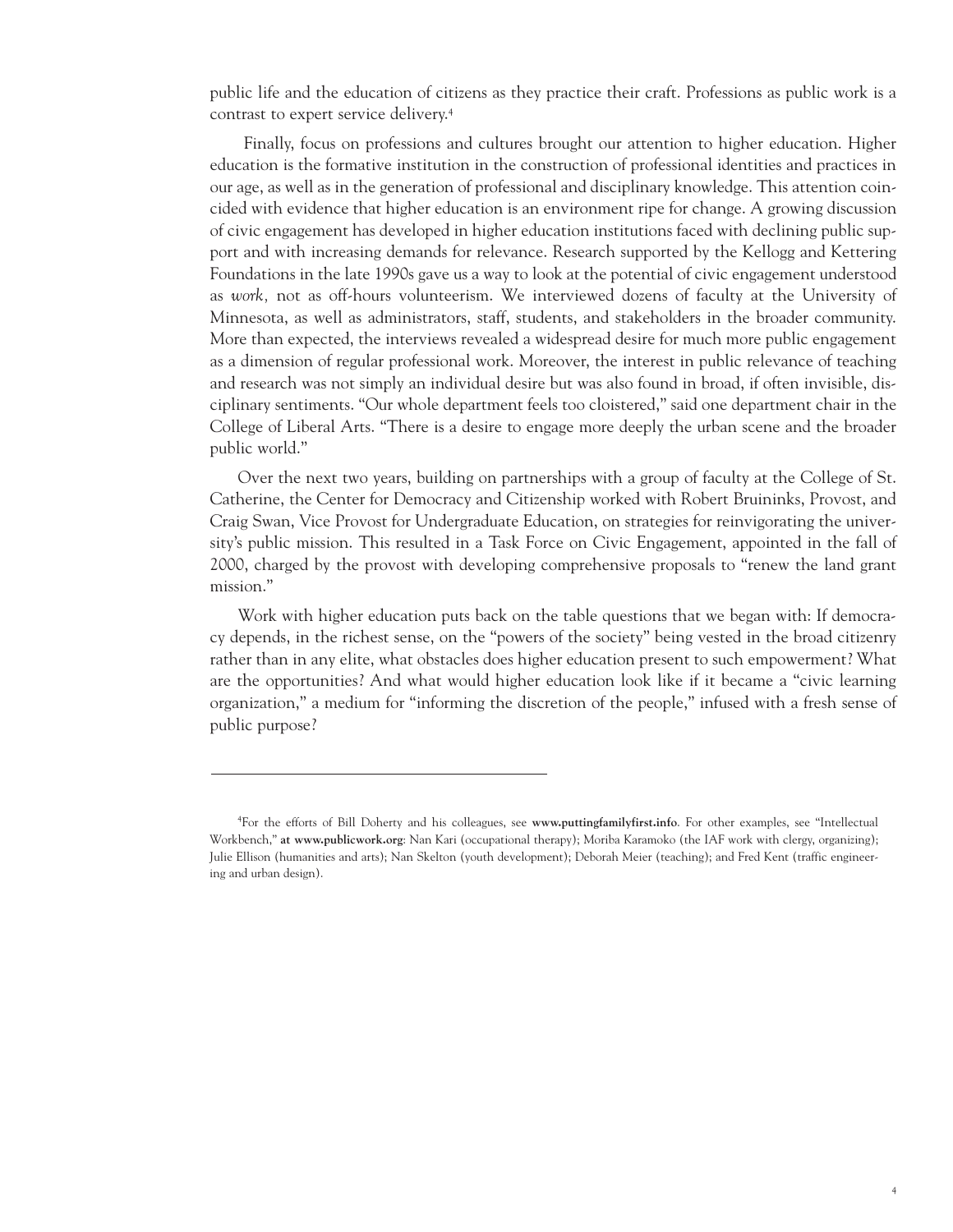public life and the education of citizens as they practice their craft. Professions as public work is a contrast to expert service delivery.[4]

Finally, focus on professions and cultures brought our attention to higher education. Higher education is the formative institution in the construction of professional identities and practices in our age, as well as in the generation of professional and disciplinary knowledge. This attention coincided with evidence that higher education is an environment ripe for change. A growing discussion of civic engagement has developed in higher education institutions faced with declining public support and with increasing demands for relevance. Research supported by the Kellogg and Kettering Foundations in the late 1990s gave us a way to look at the potential of civic engagement understood as *work,* not as off-hours volunteerism. We interviewed dozens of faculty at the University of Minnesota, as well as administrators, staff, students, and stakeholders in the broader community. More than expected, the interviews revealed a widespread desire for much more public engagement as a dimension of regular professional work. Moreover, the interest in public relevance of teaching and research was not simply an individual desire but was also found in broad, if often invisible, disciplinary sentiments. "Our whole department feels too cloistered," said one department chair in the College of Liberal Arts. "There is a desire to engage more deeply the urban scene and the broader public world."

Over the next two years, building on partnerships with a group of faculty at the College of St. Catherine, the Center for Democracy and Citizenship worked with Robert Bruininks, Provost, and Craig Swan, Vice Provost for Undergraduate Education, on strategies for reinvigorating the university's public mission. This resulted in a Task Force on Civic Engagement, appointed in the fall of 2000, charged by the provost with developing comprehensive proposals to "renew the land grant mission."

Work with higher education puts back on the table questions that we began with: If democracy depends, in the richest sense, on the "powers of the society" being vested in the broad citizenry rather than in any elite, what obstacles does higher education present to such empowerment? What are the opportunities? And what would higher education look like if it became a "civic learning organization," a medium for "informing the discretion of the people," infused with a fresh sense of public purpose?

---

[4]For the efforts of Bill Doherty and his colleagues, see **www.puttingfamilyfirst.info**. For other examples, see "Intellectual Workbench," **at www.publicwork.org**: Nan Kari (occupational therapy); Moriba Karamoko (the IAF work with clergy, organizing); Julie Ellison (humanities and arts); Nan Skelton (youth development); Deborah Meier (teaching); and Fred Kent (traffic engineering and urban design).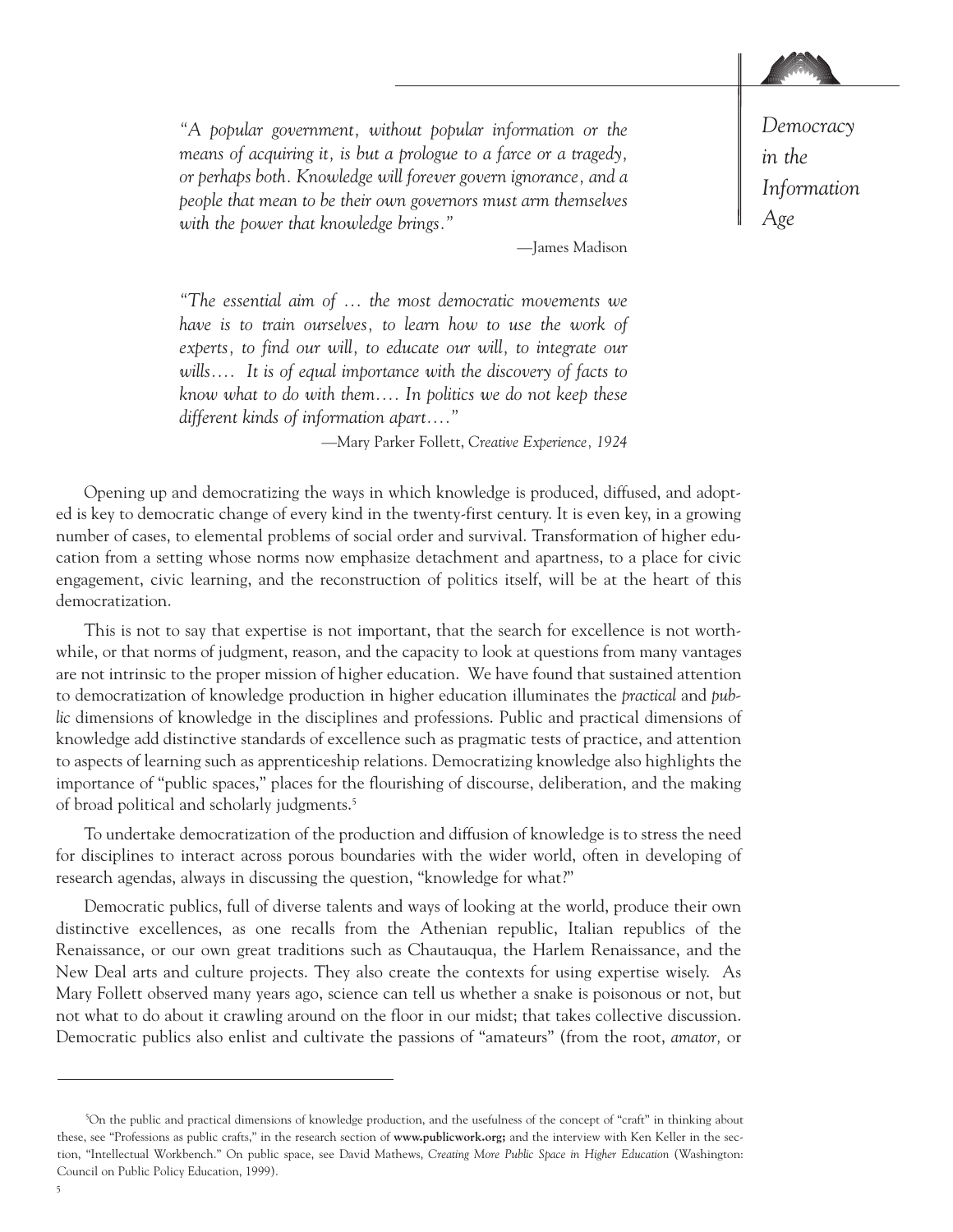*"A popular government, without popular information or the means of acquiring it, is but a prologue to a farce or a tragedy, or perhaps both. Knowledge will forever govern ignorance, and a people that mean to be their own governors must arm themselves with the power that knowledge brings."*

—James Madison

*"The essential aim of … the most democratic movements we have is to train ourselves, to learn how to use the work of experts, to find our will, to educate our will, to integrate our wills…. It is of equal importance with the discovery of facts to know what to do with them…. In politics we do not keep these different kinds of information apart…."*

—Mary Parker Follett, *Creative Experience, 1924*

Opening up and democratizing the ways in which knowledge is produced, diffused, and adopted is key to democratic change of every kind in the twenty-first century. It is even key, in a growing number of cases, to elemental problems of social order and survival. Transformation of higher education from a setting whose norms now emphasize detachment and apartness, to a place for civic engagement, civic learning, and the reconstruction of politics itself, will be at the heart of this democratization.

This is not to say that expertise is not important, that the search for excellence is not worthwhile, or that norms of judgment, reason, and the capacity to look at questions from many vantages are not intrinsic to the proper mission of higher education. We have found that sustained attention to democratization of knowledge production in higher education illuminates the *practical* and *public* dimensions of knowledge in the disciplines and professions. Public and practical dimensions of knowledge add distinctive standards of excellence such as pragmatic tests of practice, and attention to aspects of learning such as apprenticeship relations. Democratizing knowledge also highlights the importance of "public spaces," places for the flourishing of discourse, deliberation, and the making of broad political and scholarly judgments.[5]

To undertake democratization of the production and diffusion of knowledge is to stress the need for disciplines to interact across porous boundaries with the wider world, often in developing of research agendas, always in discussing the question, "knowledge for what?"

Democratic publics, full of diverse talents and ways of looking at the world, produce their own distinctive excellences, as one recalls from the Athenian republic, Italian republics of the Renaissance, or our own great traditions such as Chautauqua, the Harlem Renaissance, and the New Deal arts and culture projects. They also create the contexts for using expertise wisely. As Mary Follett observed many years ago, science can tell us whether a snake is poisonous or not, but not what to do about it crawling around on the floor in our midst; that takes collective discussion. Democratic publics also enlist and cultivate the passions of "amateurs" (from the root, *amator,* or

---

[5]On the public and practical dimensions of knowledge production, and the usefulness of the concept of "craft" in thinking about these, see "Professions as public crafts," in the research section of **www.publicwork.org;** and the interview with Ken Keller in the section, "Intellectual Workbench." On public space, see David Mathews, *Creating More Public Space in Higher Education* (Washington: Council on Public Policy Education, 1999).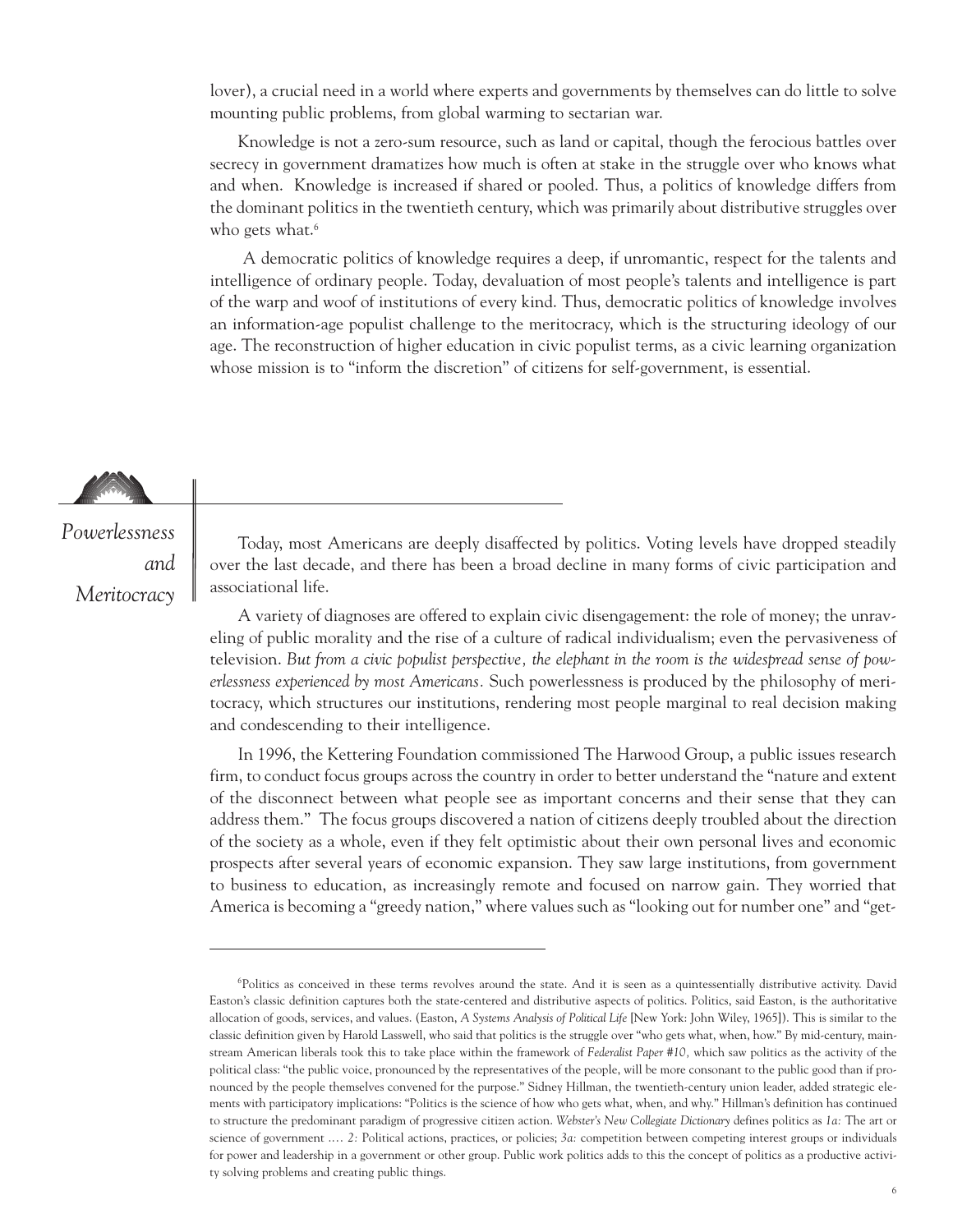lover), a crucial need in a world where experts and governments by themselves can do little to solve mounting public problems, from global warming to sectarian war.

Knowledge is not a zero-sum resource, such as land or capital, though the ferocious battles over secrecy in government dramatizes how much is often at stake in the struggle over who knows what and when. Knowledge is increased if shared or pooled. Thus, a politics of knowledge differs from the dominant politics in the twentieth century, which was primarily about distributive struggles over who gets what.[6]

A democratic politics of knowledge requires a deep, if unromantic, respect for the talents and intelligence of ordinary people. Today, devaluation of most people's talents and intelligence is part of the warp and woof of institutions of every kind. Thus, democratic politics of knowledge involves an information-age populist challenge to the meritocracy, which is the structuring ideology of our age. The reconstruction of higher education in civic populist terms, as a civic learning organization whose mission is to "inform the discretion" of citizens for self-government, is essential.

## *Powerlessness and Meritocracy*

Today, most Americans are deeply disaffected by politics. Voting levels have dropped steadily over the last decade, and there has been a broad decline in many forms of civic participation and associational life.

A variety of diagnoses are offered to explain civic disengagement: the role of money; the unraveling of public morality and the rise of a culture of radical individualism; even the pervasiveness of television. *But from a civic populist perspective, the elephant in the room is the widespread sense of powerlessness experienced by most Americans.* Such powerlessness is produced by the philosophy of meritocracy, which structures our institutions, rendering most people marginal to real decision making and condescending to their intelligence.

In 1996, the Kettering Foundation commissioned The Harwood Group, a public issues research firm, to conduct focus groups across the country in order to better understand the "nature and extent of the disconnect between what people see as important concerns and their sense that they can address them." The focus groups discovered a nation of citizens deeply troubled about the direction of the society as a whole, even if they felt optimistic about their own personal lives and economic prospects after several years of economic expansion. They saw large institutions, from government to business to education, as increasingly remote and focused on narrow gain. They worried that America is becoming a "greedy nation," where values such as "looking out for number one" and "get-

---

[6]Politics as conceived in these terms revolves around the state. And it is seen as a quintessentially distributive activity. David Easton's classic definition captures both the state-centered and distributive aspects of politics. Politics, said Easton, is the authoritative allocation of goods, services, and values. (Easton, *A Systems Analysis of Political Life* [New York: John Wiley, 1965]). This is similar to the classic definition given by Harold Lasswell, who said that politics is the struggle over "who gets what, when, how." By mid-century, mainstream American liberals took this to take place within the framework of *Federalist Paper #10,* which saw politics as the activity of the political class: "the public voice, pronounced by the representatives of the people, will be more consonant to the public good than if pronounced by the people themselves convened for the purpose." Sidney Hillman, the twentieth-century union leader, added strategic elements with participatory implications: "Politics is the science of how who gets what, when, and why." Hillman's definition has continued to structure the predominant paradigm of progressive citizen action. *Webster's New Collegiate Dictionary* defines politics as *1a:* The art or science of government .... *2:* Political actions, practices, or policies; *3a:* competition between competing interest groups or individuals for power and leadership in a government or other group. Public work politics adds to this the concept of politics as a productive activity solving problems and creating public things.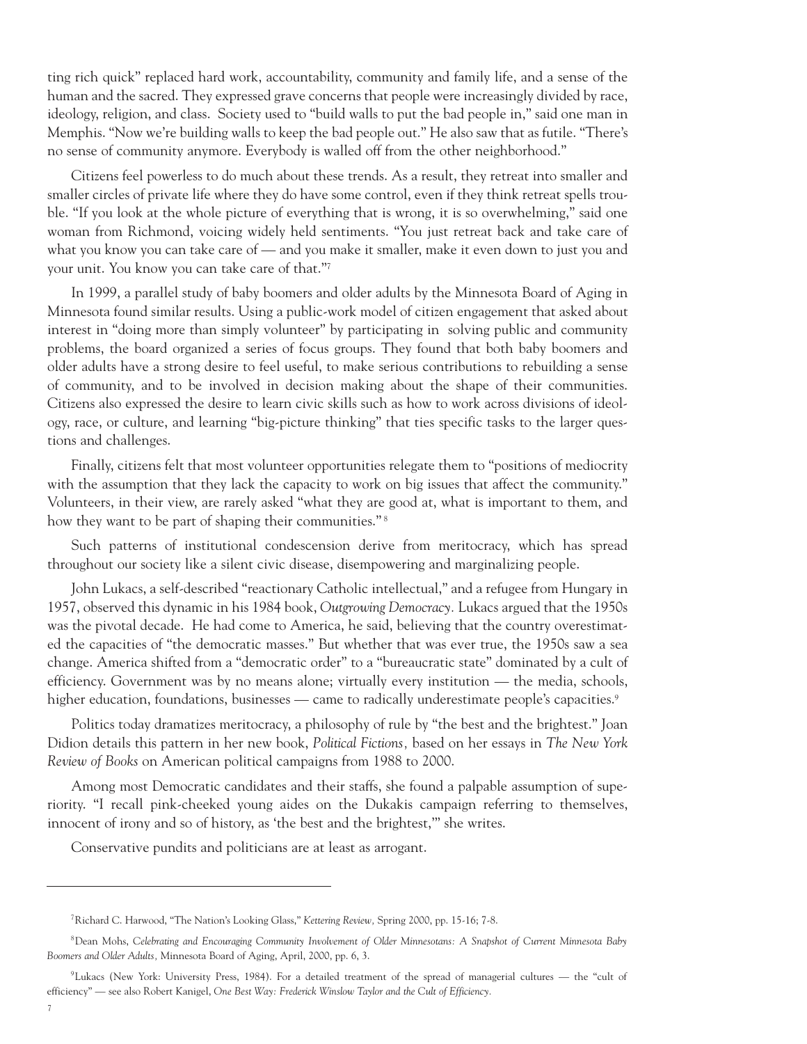ting rich quick" replaced hard work, accountability, community and family life, and a sense of the human and the sacred. They expressed grave concerns that people were increasingly divided by race, ideology, religion, and class. Society used to "build walls to put the bad people in," said one man in Memphis. "Now we're building walls to keep the bad people out." He also saw that as futile. "There's no sense of community anymore. Everybody is walled off from the other neighborhood."

Citizens feel powerless to do much about these trends. As a result, they retreat into smaller and smaller circles of private life where they do have some control, even if they think retreat spells trouble. "If you look at the whole picture of everything that is wrong, it is so overwhelming," said one woman from Richmond, voicing widely held sentiments. "You just retreat back and take care of what you know you can take care of — and you make it smaller, make it even down to just you and your unit. You know you can take care of that."[7]

In 1999, a parallel study of baby boomers and older adults by the Minnesota Board of Aging in Minnesota found similar results. Using a public-work model of citizen engagement that asked about interest in "doing more than simply volunteer" by participating in solving public and community problems, the board organized a series of focus groups. They found that both baby boomers and older adults have a strong desire to feel useful, to make serious contributions to rebuilding a sense of community, and to be involved in decision making about the shape of their communities. Citizens also expressed the desire to learn civic skills such as how to work across divisions of ideology, race, or culture, and learning "big-picture thinking" that ties specific tasks to the larger questions and challenges.

Finally, citizens felt that most volunteer opportunities relegate them to "positions of mediocrity with the assumption that they lack the capacity to work on big issues that affect the community." Volunteers, in their view, are rarely asked "what they are good at, what is important to them, and how they want to be part of shaping their communities."[8]

Such patterns of institutional condescension derive from meritocracy, which has spread throughout our society like a silent civic disease, disempowering and marginalizing people.

John Lukacs, a self-described "reactionary Catholic intellectual," and a refugee from Hungary in 1957, observed this dynamic in his 1984 book, *Outgrowing Democracy.* Lukacs argued that the 1950s was the pivotal decade. He had come to America, he said, believing that the country overestimated the capacities of "the democratic masses." But whether that was ever true, the 1950s saw a sea change. America shifted from a "democratic order" to a "bureaucratic state" dominated by a cult of efficiency. Government was by no means alone; virtually every institution — the media, schools, higher education, foundations, businesses — came to radically underestimate people's capacities.[9]

Politics today dramatizes meritocracy, a philosophy of rule by "the best and the brightest." Joan Didion details this pattern in her new book, *Political Fictions,* based on her essays in *The New York Review of Books* on American political campaigns from 1988 to 2000.

Among most Democratic candidates and their staffs, she found a palpable assumption of superiority. "I recall pink-cheeked young aides on the Dukakis campaign referring to themselves, innocent of irony and so of history, as 'the best and the brightest,'" she writes.

Conservative pundits and politicians are at least as arrogant.

---

[7] Richard C. Harwood, "The Nation's Looking Glass," *Kettering Review,* Spring 2000, pp. 15-16; 7-8.

[8] Dean Mohs, *Celebrating and Encouraging Community Involvement of Older Minnesotans: A Snapshot of Current Minnesota Baby Boomers and Older Adults,* Minnesota Board of Aging, April, 2000, pp. 6, 3.

[9] Lukacs (New York: University Press, 1984). For a detailed treatment of the spread of managerial cultures — the "cult of efficiency" — see also Robert Kanigel, *One Best Way: Frederick Winslow Taylor and the Cult of Efficiency.*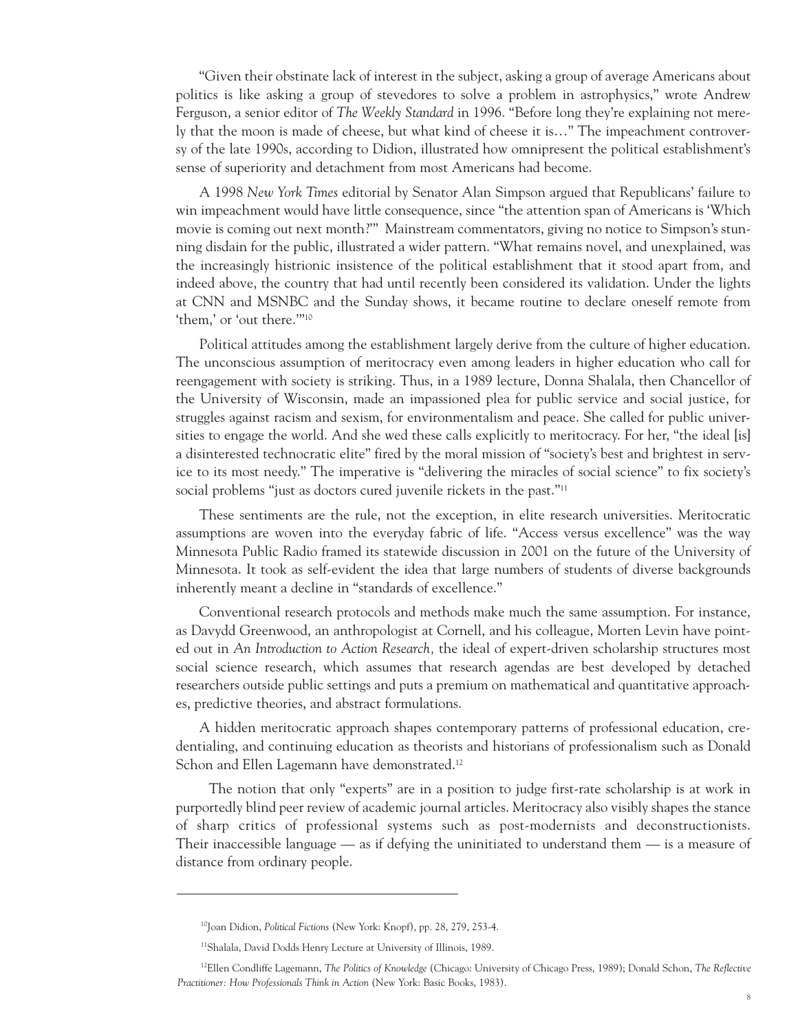"Given their obstinate lack of interest in the subject, asking a group of average Americans about politics is like asking a group of stevedores to solve a problem in astrophysics," wrote Andrew Ferguson, a senior editor of *The Weekly Standard* in 1996. "Before long they're explaining not merely that the moon is made of cheese, but what kind of cheese it is…" The impeachment controversy of the late 1990s, according to Didion, illustrated how omnipresent the political establishment's sense of superiority and detachment from most Americans had become.

A 1998 *New York Times* editorial by Senator Alan Simpson argued that Republicans' failure to win impeachment would have little consequence, since "the attention span of Americans is 'Which movie is coming out next month?'" Mainstream commentators, giving no notice to Simpson's stunning disdain for the public, illustrated a wider pattern. "What remains novel, and unexplained, was the increasingly histrionic insistence of the political establishment that it stood apart from, and indeed above, the country that had until recently been considered its validation. Under the lights at CNN and MSNBC and the Sunday shows, it became routine to declare oneself remote from 'them,' or 'out there.'"[10]

Political attitudes among the establishment largely derive from the culture of higher education. The unconscious assumption of meritocracy even among leaders in higher education who call for reengagement with society is striking. Thus, in a 1989 lecture, Donna Shalala, then Chancellor of the University of Wisconsin, made an impassioned plea for public service and social justice, for struggles against racism and sexism, for environmentalism and peace. She called for public universities to engage the world. And she wed these calls explicitly to meritocracy. For her, "the ideal [is] a disinterested technocratic elite" fired by the moral mission of "society's best and brightest in service to its most needy." The imperative is "delivering the miracles of social science" to fix society's social problems "just as doctors cured juvenile rickets in the past."[11]

These sentiments are the rule, not the exception, in elite research universities. Meritocratic assumptions are woven into the everyday fabric of life. "Access versus excellence" was the way Minnesota Public Radio framed its statewide discussion in 2001 on the future of the University of Minnesota. It took as self-evident the idea that large numbers of students of diverse backgrounds inherently meant a decline in "standards of excellence."

Conventional research protocols and methods make much the same assumption. For instance, as Davydd Greenwood, an anthropologist at Cornell, and his colleague, Morten Levin have pointed out in *An Introduction to Action Research,* the ideal of expert-driven scholarship structures most social science research, which assumes that research agendas are best developed by detached researchers outside public settings and puts a premium on mathematical and quantitative approaches, predictive theories, and abstract formulations.

A hidden meritocratic approach shapes contemporary patterns of professional education, credentialing, and continuing education as theorists and historians of professionalism such as Donald Schon and Ellen Lagemann have demonstrated.[12]

The notion that only "experts" are in a position to judge first-rate scholarship is at work in purportedly blind peer review of academic journal articles. Meritocracy also visibly shapes the stance of sharp critics of professional systems such as post-modernists and deconstructionists. Their inaccessible language — as if defying the uninitiated to understand them — is a measure of distance from ordinary people.

---

[10] Joan Didion, *Political Fictions* (New York: Knopf), pp. 28, 279, 253-4.

[11] Shalala, David Dodds Henry Lecture at University of Illinois, 1989.

[12] Ellen Condliffe Lagemann, *The Politics of Knowledge* (Chicago: University of Chicago Press, 1989); Donald Schon, *The Reflective Practitioner: How Professionals Think in Action* (New York: Basic Books, 1983).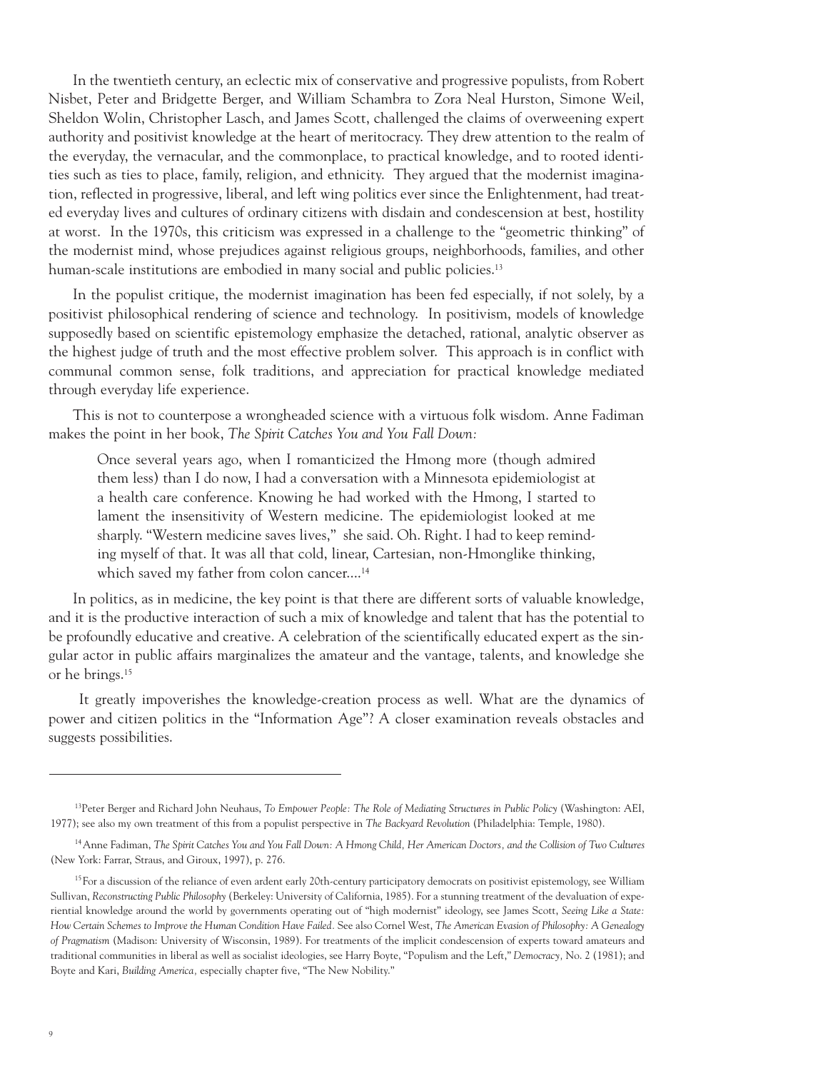In the twentieth century, an eclectic mix of conservative and progressive populists, from Robert Nisbet, Peter and Bridgette Berger, and William Schambra to Zora Neal Hurston, Simone Weil, Sheldon Wolin, Christopher Lasch, and James Scott, challenged the claims of overweening expert authority and positivist knowledge at the heart of meritocracy. They drew attention to the realm of the everyday, the vernacular, and the commonplace, to practical knowledge, and to rooted identities such as ties to place, family, religion, and ethnicity. They argued that the modernist imagination, reflected in progressive, liberal, and left wing politics ever since the Enlightenment, had treated everyday lives and cultures of ordinary citizens with disdain and condescension at best, hostility at worst. In the 1970s, this criticism was expressed in a challenge to the "geometric thinking" of the modernist mind, whose prejudices against religious groups, neighborhoods, families, and other human-scale institutions are embodied in many social and public policies.[13]

In the populist critique, the modernist imagination has been fed especially, if not solely, by a positivist philosophical rendering of science and technology. In positivism, models of knowledge supposedly based on scientific epistemology emphasize the detached, rational, analytic observer as the highest judge of truth and the most effective problem solver. This approach is in conflict with communal common sense, folk traditions, and appreciation for practical knowledge mediated through everyday life experience.

This is not to counterpose a wrongheaded science with a virtuous folk wisdom. Anne Fadiman makes the point in her book, *The Spirit Catches You and You Fall Down:*

> Once several years ago, when I romanticized the Hmong more (though admired them less) than I do now, I had a conversation with a Minnesota epidemiologist at a health care conference. Knowing he had worked with the Hmong, I started to lament the insensitivity of Western medicine. The epidemiologist looked at me sharply. "Western medicine saves lives," she said. Oh. Right. I had to keep reminding myself of that. It was all that cold, linear, Cartesian, non-Hmonglike thinking, which saved my father from colon cancer....[14]

In politics, as in medicine, the key point is that there are different sorts of valuable knowledge, and it is the productive interaction of such a mix of knowledge and talent that has the potential to be profoundly educative and creative. A celebration of the scientifically educated expert as the singular actor in public affairs marginalizes the amateur and the vantage, talents, and knowledge she or he brings.[15]

It greatly impoverishes the knowledge-creation process as well. What are the dynamics of power and citizen politics in the "Information Age"? A closer examination reveals obstacles and suggests possibilities.

---

[13] Peter Berger and Richard John Neuhaus, *To Empower People: The Role of Mediating Structures in Public Policy* (Washington: AEI, 1977); see also my own treatment of this from a populist perspective in *The Backyard Revolution* (Philadelphia: Temple, 1980).

[14] Anne Fadiman, *The Spirit Catches You and You Fall Down: A Hmong Child, Her American Doctors, and the Collision of Two Cultures* (New York: Farrar, Straus, and Giroux, 1997), p. 276.

[15] For a discussion of the reliance of even ardent early 20th-century participatory democrats on positivist epistemology, see William Sullivan, *Reconstructing Public Philosophy* (Berkeley: University of California, 1985). For a stunning treatment of the devaluation of experiential knowledge around the world by governments operating out of "high modernist" ideology, see James Scott, *Seeing Like a State: How Certain Schemes to Improve the Human Condition Have Failed.* See also Cornel West, *The American Evasion of Philosophy: A Genealogy of Pragmatism* (Madison: University of Wisconsin, 1989). For treatments of the implicit condescension of experts toward amateurs and traditional communities in liberal as well as socialist ideologies, see Harry Boyte, "Populism and the Left," *Democracy*, No. 2 (1981); and Boyte and Kari, *Building America*, especially chapter five, "The New Nobility."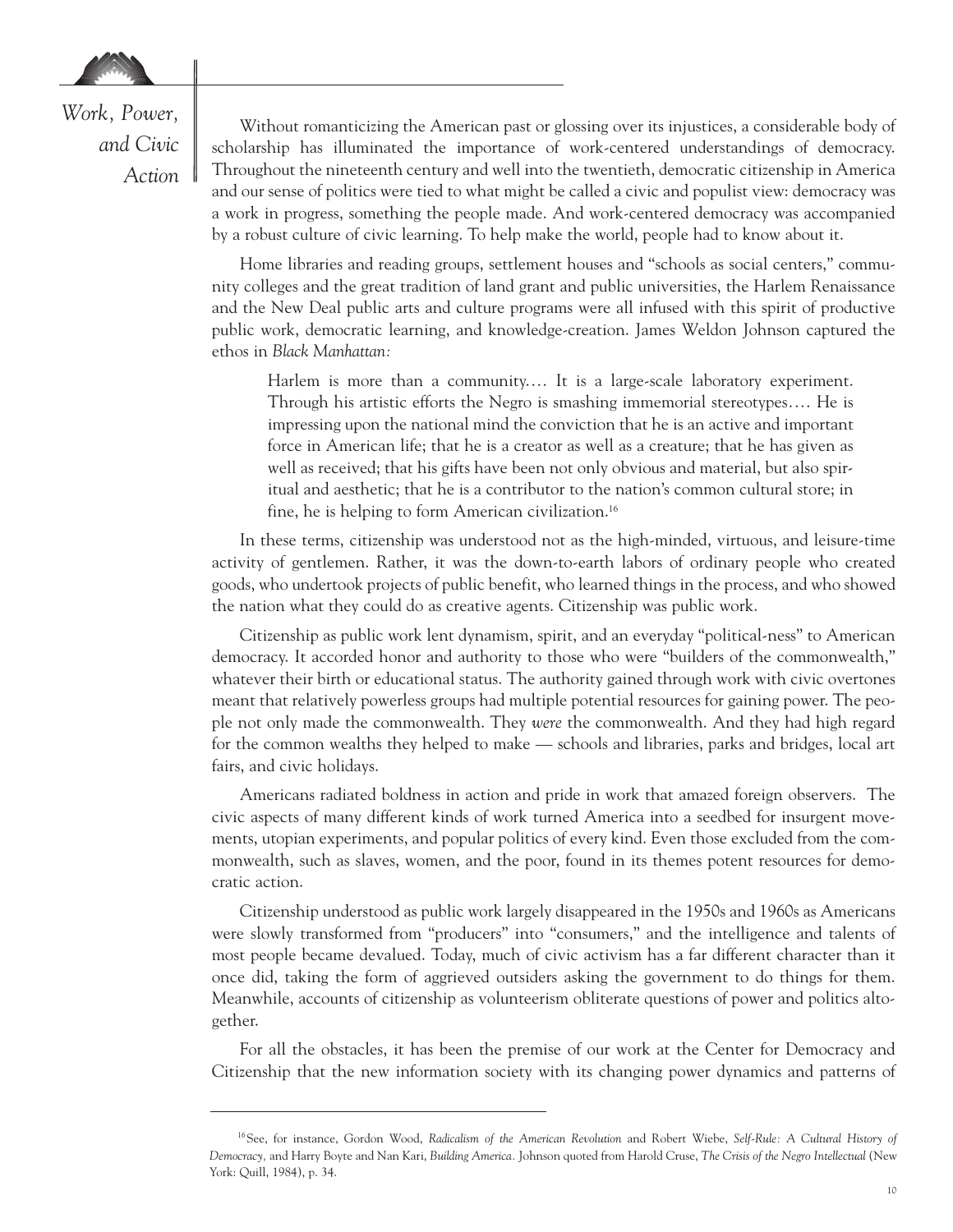Without romanticizing the American past or glossing over its injustices, a considerable body of scholarship has illuminated the importance of work-centered understandings of democracy. Throughout the nineteenth century and well into the twentieth, democratic citizenship in America and our sense of politics were tied to what might be called a civic and populist view: democracy was a work in progress, something the people made. And work-centered democracy was accompanied by a robust culture of civic learning. To help make the world, people had to know about it.

Home libraries and reading groups, settlement houses and "schools as social centers," community colleges and the great tradition of land grant and public universities, the Harlem Renaissance and the New Deal public arts and culture programs were all infused with this spirit of productive public work, democratic learning, and knowledge-creation. James Weldon Johnson captured the ethos in *Black Manhattan:*

> Harlem is more than a community.… It is a large-scale laboratory experiment. Through his artistic efforts the Negro is smashing immemorial stereotypes.… He is impressing upon the national mind the conviction that he is an active and important force in American life; that he is a creator as well as a creature; that he has given as well as received; that his gifts have been not only obvious and material, but also spiritual and aesthetic; that he is a contributor to the nation's common cultural store; in fine, he is helping to form American civilization.[16]

In these terms, citizenship was understood not as the high-minded, virtuous, and leisure-time activity of gentlemen. Rather, it was the down-to-earth labors of ordinary people who created goods, who undertook projects of public benefit, who learned things in the process, and who showed the nation what they could do as creative agents. Citizenship was public work.

Citizenship as public work lent dynamism, spirit, and an everyday "political-ness" to American democracy. It accorded honor and authority to those who were "builders of the commonwealth," whatever their birth or educational status. The authority gained through work with civic overtones meant that relatively powerless groups had multiple potential resources for gaining power. The people not only made the commonwealth. They *were* the commonwealth. And they had high regard for the common wealths they helped to make — schools and libraries, parks and bridges, local art fairs, and civic holidays.

Americans radiated boldness in action and pride in work that amazed foreign observers. The civic aspects of many different kinds of work turned America into a seedbed for insurgent movements, utopian experiments, and popular politics of every kind. Even those excluded from the commonwealth, such as slaves, women, and the poor, found in its themes potent resources for democratic action.

Citizenship understood as public work largely disappeared in the 1950s and 1960s as Americans were slowly transformed from "producers" into "consumers," and the intelligence and talents of most people became devalued. Today, much of civic activism has a far different character than it once did, taking the form of aggrieved outsiders asking the government to do things for them. Meanwhile, accounts of citizenship as volunteerism obliterate questions of power and politics altogether.

For all the obstacles, it has been the premise of our work at the Center for Democracy and Citizenship that the new information society with its changing power dynamics and patterns of

---

[16] See, for instance, Gordon Wood, *Radicalism of the American Revolution* and Robert Wiebe, *Self-Rule: A Cultural History of Democracy*, and Harry Boyte and Nan Kari, *Building America*. Johnson quoted from Harold Cruse, *The Crisis of the Negro Intellectual* (New York: Quill, 1984), p. 34.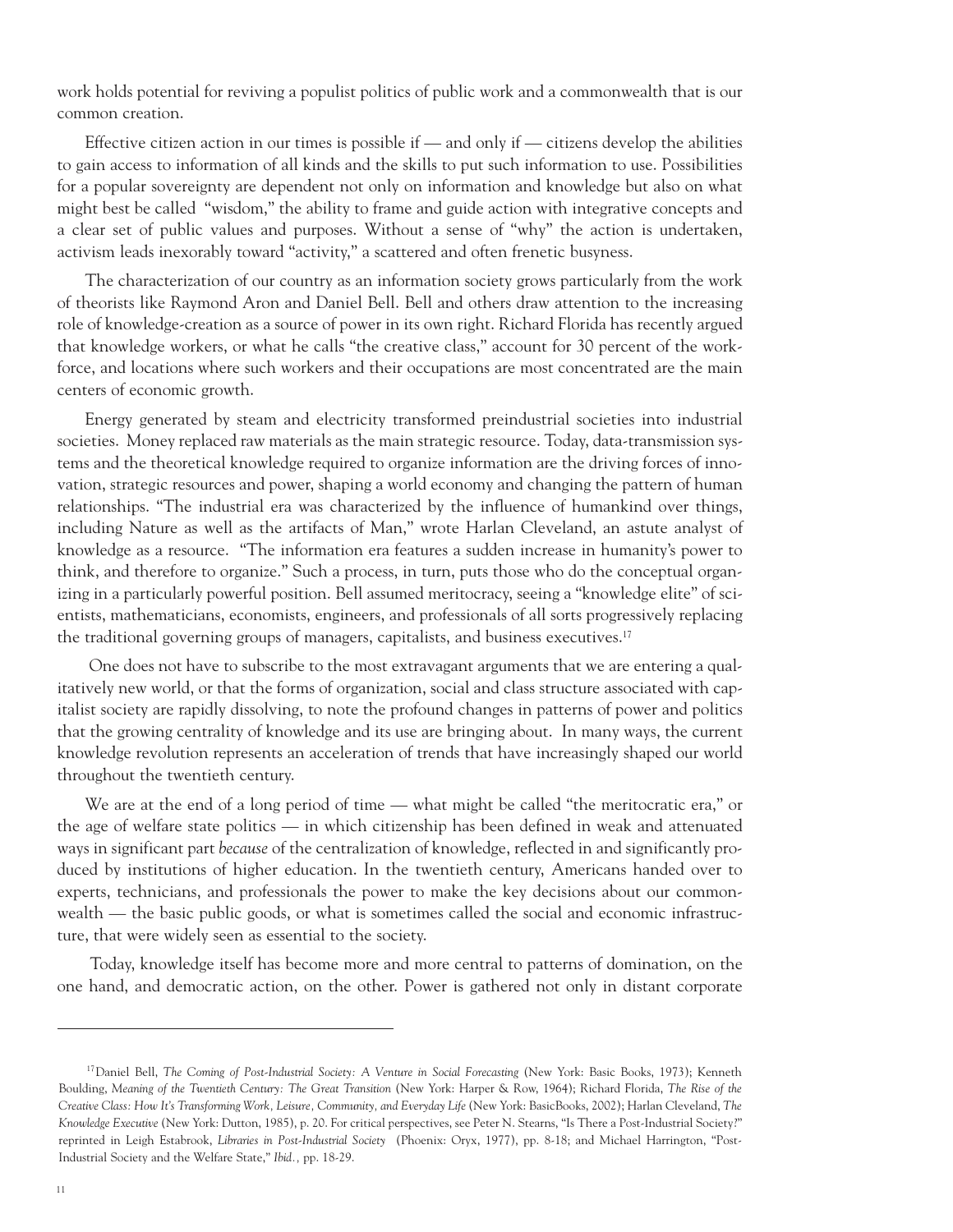work holds potential for reviving a populist politics of public work and a commonwealth that is our common creation.

Effective citizen action in our times is possible if — and only if — citizens develop the abilities to gain access to information of all kinds and the skills to put such information to use. Possibilities for a popular sovereignty are dependent not only on information and knowledge but also on what might best be called "wisdom," the ability to frame and guide action with integrative concepts and a clear set of public values and purposes. Without a sense of "why" the action is undertaken, activism leads inexorably toward "activity," a scattered and often frenetic busyness.

The characterization of our country as an information society grows particularly from the work of theorists like Raymond Aron and Daniel Bell. Bell and others draw attention to the increasing role of knowledge-creation as a source of power in its own right. Richard Florida has recently argued that knowledge workers, or what he calls "the creative class," account for 30 percent of the workforce, and locations where such workers and their occupations are most concentrated are the main centers of economic growth.

Energy generated by steam and electricity transformed preindustrial societies into industrial societies. Money replaced raw materials as the main strategic resource. Today, data-transmission systems and the theoretical knowledge required to organize information are the driving forces of innovation, strategic resources and power, shaping a world economy and changing the pattern of human relationships. "The industrial era was characterized by the influence of humankind over things, including Nature as well as the artifacts of Man," wrote Harlan Cleveland, an astute analyst of knowledge as a resource. "The information era features a sudden increase in humanity's power to think, and therefore to organize." Such a process, in turn, puts those who do the conceptual organizing in a particularly powerful position. Bell assumed meritocracy, seeing a "knowledge elite" of scientists, mathematicians, economists, engineers, and professionals of all sorts progressively replacing the traditional governing groups of managers, capitalists, and business executives.[17]

One does not have to subscribe to the most extravagant arguments that we are entering a qualitatively new world, or that the forms of organization, social and class structure associated with capitalist society are rapidly dissolving, to note the profound changes in patterns of power and politics that the growing centrality of knowledge and its use are bringing about. In many ways, the current knowledge revolution represents an acceleration of trends that have increasingly shaped our world throughout the twentieth century.

We are at the end of a long period of time — what might be called "the meritocratic era," or the age of welfare state politics — in which citizenship has been defined in weak and attenuated ways in significant part *because* of the centralization of knowledge, reflected in and significantly produced by institutions of higher education. In the twentieth century, Americans handed over to experts, technicians, and professionals the power to make the key decisions about our commonwealth — the basic public goods, or what is sometimes called the social and economic infrastructure, that were widely seen as essential to the society.

Today, knowledge itself has become more and more central to patterns of domination, on the one hand, and democratic action, on the other. Power is gathered not only in distant corporate

---

[17] Daniel Bell, *The Coming of Post-Industrial Society: A Venture in Social Forecasting* (New York: Basic Books, 1973); Kenneth Boulding, *Meaning of the Twentieth Century: The Great Transition* (New York: Harper & Row, 1964); Richard Florida, *The Rise of the Creative Class: How It's Transforming Work, Leisure, Community, and Everyday Life* (New York: BasicBooks, 2002); Harlan Cleveland, *The Knowledge Executive* (New York: Dutton, 1985), p. 20. For critical perspectives, see Peter N. Stearns, "Is There a Post-Industrial Society?" reprinted in Leigh Estabrook, *Libraries in Post-Industrial Society* (Phoenix: Oryx, 1977), pp. 8-18; and Michael Harrington, "Post-Industrial Society and the Welfare State," *Ibid.*, pp. 18-29.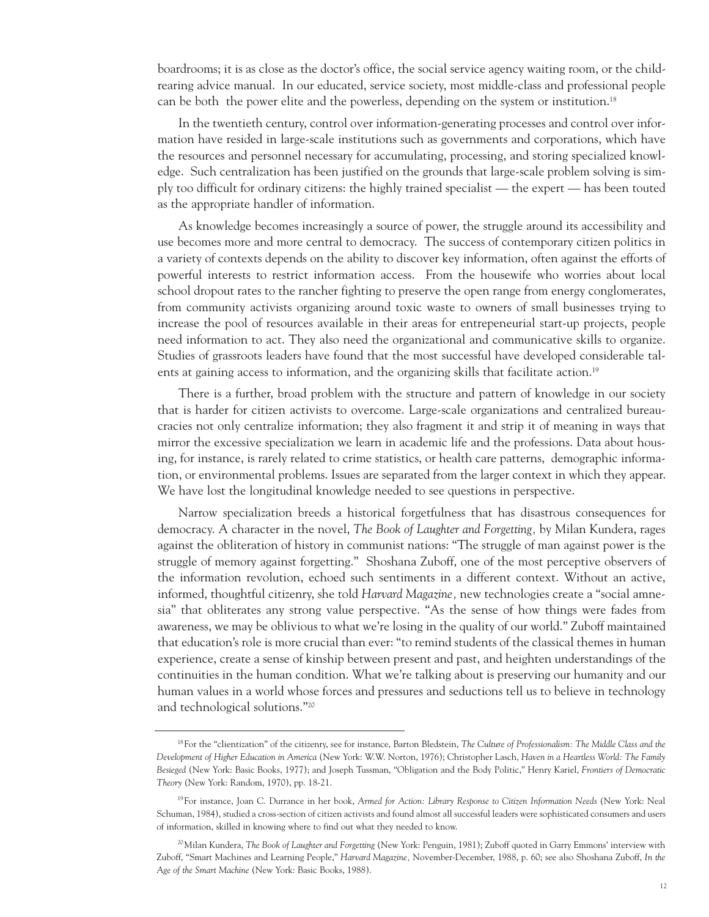boardrooms; it is as close as the doctor's office, the social service agency waiting room, or the child-rearing advice manual. In our educated, service society, most middle-class and professional people can be both the power elite and the powerless, depending on the system or institution.[18]

In the twentieth century, control over information-generating processes and control over information have resided in large-scale institutions such as governments and corporations, which have the resources and personnel necessary for accumulating, processing, and storing specialized knowledge. Such centralization has been justified on the grounds that large-scale problem solving is simply too difficult for ordinary citizens: the highly trained specialist — the expert — has been touted as the appropriate handler of information.

As knowledge becomes increasingly a source of power, the struggle around its accessibility and use becomes more and more central to democracy. The success of contemporary citizen politics in a variety of contexts depends on the ability to discover key information, often against the efforts of powerful interests to restrict information access. From the housewife who worries about local school dropout rates to the rancher fighting to preserve the open range from energy conglomerates, from community activists organizing around toxic waste to owners of small businesses trying to increase the pool of resources available in their areas for entrepeneurial start-up projects, people need information to act. They also need the organizational and communicative skills to organize. Studies of grassroots leaders have found that the most successful have developed considerable talents at gaining access to information, and the organizing skills that facilitate action.[19]

There is a further, broad problem with the structure and pattern of knowledge in our society that is harder for citizen activists to overcome. Large-scale organizations and centralized bureaucracies not only centralize information; they also fragment it and strip it of meaning in ways that mirror the excessive specialization we learn in academic life and the professions. Data about housing, for instance, is rarely related to crime statistics, or health care patterns, demographic information, or environmental problems. Issues are separated from the larger context in which they appear. We have lost the longitudinal knowledge needed to see questions in perspective.

Narrow specialization breeds a historical forgetfulness that has disastrous consequences for democracy. A character in the novel, *The Book of Laughter and Forgetting,* by Milan Kundera, rages against the obliteration of history in communist nations: "The struggle of man against power is the struggle of memory against forgetting." Shoshana Zuboff, one of the most perceptive observers of the information revolution, echoed such sentiments in a different context. Without an active, informed, thoughtful citizenry, she told *Harvard Magazine,* new technologies create a "social amnesia" that obliterates any strong value perspective. "As the sense of how things were fades from awareness, we may be oblivious to what we're losing in the quality of our world." Zuboff maintained that education's role is more crucial than ever: "to remind students of the classical themes in human experience, create a sense of kinship between present and past, and heighten understandings of the continuities in the human condition. What we're talking about is preserving our humanity and our human values in a world whose forces and pressures and seductions tell us to believe in technology and technological solutions."[20]

---

[18] For the "clientization" of the citizenry, see for instance, Barton Bledstein, *The Culture of Professionalism: The Middle Class and the Development of Higher Education in America* (New York: W.W. Norton, 1976); Christopher Lasch, *Haven in a Heartless World: The Family Besieged* (New York: Basic Books, 1977); and Joseph Tussman, "Obligation and the Body Politic," Henry Kariel, *Frontiers of Democratic Theory* (New York: Random, 1970), pp. 18-21.

[19] For instance, Joan C. Durrance in her book, *Armed for Action: Library Response to Citizen Information Needs* (New York: Neal Schuman, 1984), studied a cross-section of citizen activists and found almost all successful leaders were sophisticated consumers and users of information, skilled in knowing where to find out what they needed to know.

[20] Milan Kundera, *The Book of Laughter and Forgetting* (New York: Penguin, 1981); Zuboff quoted in Garry Emmons' interview with Zuboff, "Smart Machines and Learning People," *Harvard Magazine,* November-December, 1988, p. 60; see also Shoshana Zuboff, *In the Age of the Smart Machine* (New York: Basic Books, 1988).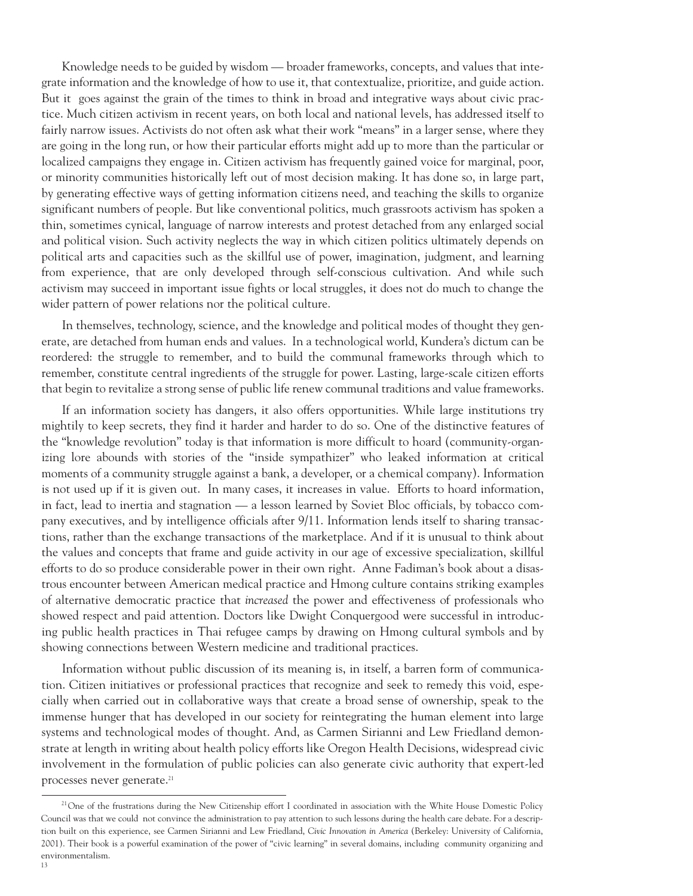Knowledge needs to be guided by wisdom — broader frameworks, concepts, and values that integrate information and the knowledge of how to use it, that contextualize, prioritize, and guide action. But it goes against the grain of the times to think in broad and integrative ways about civic practice. Much citizen activism in recent years, on both local and national levels, has addressed itself to fairly narrow issues. Activists do not often ask what their work "means" in a larger sense, where they are going in the long run, or how their particular efforts might add up to more than the particular or localized campaigns they engage in. Citizen activism has frequently gained voice for marginal, poor, or minority communities historically left out of most decision making. It has done so, in large part, by generating effective ways of getting information citizens need, and teaching the skills to organize significant numbers of people. But like conventional politics, much grassroots activism has spoken a thin, sometimes cynical, language of narrow interests and protest detached from any enlarged social and political vision. Such activity neglects the way in which citizen politics ultimately depends on political arts and capacities such as the skillful use of power, imagination, judgment, and learning from experience, that are only developed through self-conscious cultivation. And while such activism may succeed in important issue fights or local struggles, it does not do much to change the wider pattern of power relations nor the political culture.

In themselves, technology, science, and the knowledge and political modes of thought they generate, are detached from human ends and values. In a technological world, Kundera's dictum can be reordered: the struggle to remember, and to build the communal frameworks through which to remember, constitute central ingredients of the struggle for power. Lasting, large-scale citizen efforts that begin to revitalize a strong sense of public life renew communal traditions and value frameworks.

If an information society has dangers, it also offers opportunities. While large institutions try mightily to keep secrets, they find it harder and harder to do so. One of the distinctive features of the "knowledge revolution" today is that information is more difficult to hoard (community-organizing lore abounds with stories of the "inside sympathizer" who leaked information at critical moments of a community struggle against a bank, a developer, or a chemical company). Information is not used up if it is given out. In many cases, it increases in value. Efforts to hoard information, in fact, lead to inertia and stagnation — a lesson learned by Soviet Bloc officials, by tobacco company executives, and by intelligence officials after 9/11. Information lends itself to sharing transactions, rather than the exchange transactions of the marketplace. And if it is unusual to think about the values and concepts that frame and guide activity in our age of excessive specialization, skillful efforts to do so produce considerable power in their own right. Anne Fadiman's book about a disastrous encounter between American medical practice and Hmong culture contains striking examples of alternative democratic practice that *increased* the power and effectiveness of professionals who showed respect and paid attention. Doctors like Dwight Conquergood were successful in introducing public health practices in Thai refugee camps by drawing on Hmong cultural symbols and by showing connections between Western medicine and traditional practices.

Information without public discussion of its meaning is, in itself, a barren form of communication. Citizen initiatives or professional practices that recognize and seek to remedy this void, especially when carried out in collaborative ways that create a broad sense of ownership, speak to the immense hunger that has developed in our society for reintegrating the human element into large systems and technological modes of thought. And, as Carmen Sirianni and Lew Friedland demonstrate at length in writing about health policy efforts like Oregon Health Decisions, widespread civic involvement in the formulation of public policies can also generate civic authority that expert-led processes never generate.[21]

---

[21] One of the frustrations during the New Citizenship effort I coordinated in association with the White House Domestic Policy Council was that we could not convince the administration to pay attention to such lessons during the health care debate. For a description built on this experience, see Carmen Sirianni and Lew Friedland, *Civic Innovation in America* (Berkeley: University of California, 2001). Their book is a powerful examination of the power of "civic learning" in several domains, including community organizing and environmentalism.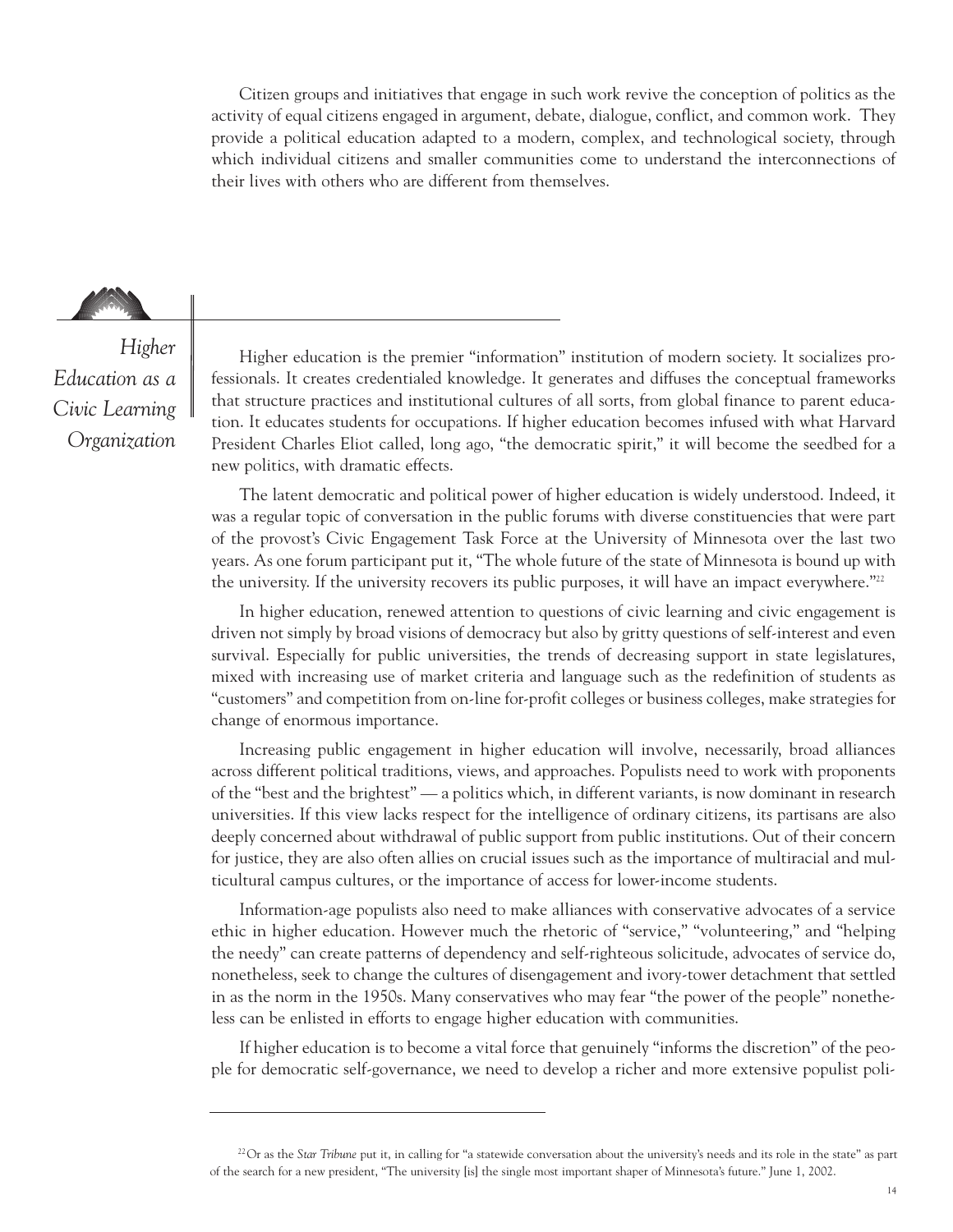Citizen groups and initiatives that engage in such work revive the conception of politics as the activity of equal citizens engaged in argument, debate, dialogue, conflict, and common work. They provide a political education adapted to a modern, complex, and technological society, through which individual citizens and smaller communities come to understand the interconnections of their lives with others who are different from themselves.

## *Higher Education as a Civic Learning Organization*

Higher education is the premier "information" institution of modern society. It socializes professionals. It creates credentialed knowledge. It generates and diffuses the conceptual frameworks that structure practices and institutional cultures of all sorts, from global finance to parent education. It educates students for occupations. If higher education becomes infused with what Harvard President Charles Eliot called, long ago, "the democratic spirit," it will become the seedbed for a new politics, with dramatic effects.

The latent democratic and political power of higher education is widely understood. Indeed, it was a regular topic of conversation in the public forums with diverse constituencies that were part of the provost's Civic Engagement Task Force at the University of Minnesota over the last two years. As one forum participant put it, "The whole future of the state of Minnesota is bound up with the university. If the university recovers its public purposes, it will have an impact everywhere."[22]

In higher education, renewed attention to questions of civic learning and civic engagement is driven not simply by broad visions of democracy but also by gritty questions of self-interest and even survival. Especially for public universities, the trends of decreasing support in state legislatures, mixed with increasing use of market criteria and language such as the redefinition of students as "customers" and competition from on-line for-profit colleges or business colleges, make strategies for change of enormous importance.

Increasing public engagement in higher education will involve, necessarily, broad alliances across different political traditions, views, and approaches. Populists need to work with proponents of the "best and the brightest" — a politics which, in different variants, is now dominant in research universities. If this view lacks respect for the intelligence of ordinary citizens, its partisans are also deeply concerned about withdrawal of public support from public institutions. Out of their concern for justice, they are also often allies on crucial issues such as the importance of multiracial and multicultural campus cultures, or the importance of access for lower-income students.

Information-age populists also need to make alliances with conservative advocates of a service ethic in higher education. However much the rhetoric of "service," "volunteering," and "helping the needy" can create patterns of dependency and self-righteous solicitude, advocates of service do, nonetheless, seek to change the cultures of disengagement and ivory-tower detachment that settled in as the norm in the 1950s. Many conservatives who may fear "the power of the people" nonetheless can be enlisted in efforts to engage higher education with communities.

If higher education is to become a vital force that genuinely "informs the discretion" of the people for democratic self-governance, we need to develop a richer and more extensive populist poli-

---

[22] Or as the *Star Tribune* put it, in calling for "a statewide conversation about the university's needs and its role in the state" as part of the search for a new president, "The university [is] the single most important shaper of Minnesota's future." June 1, 2002.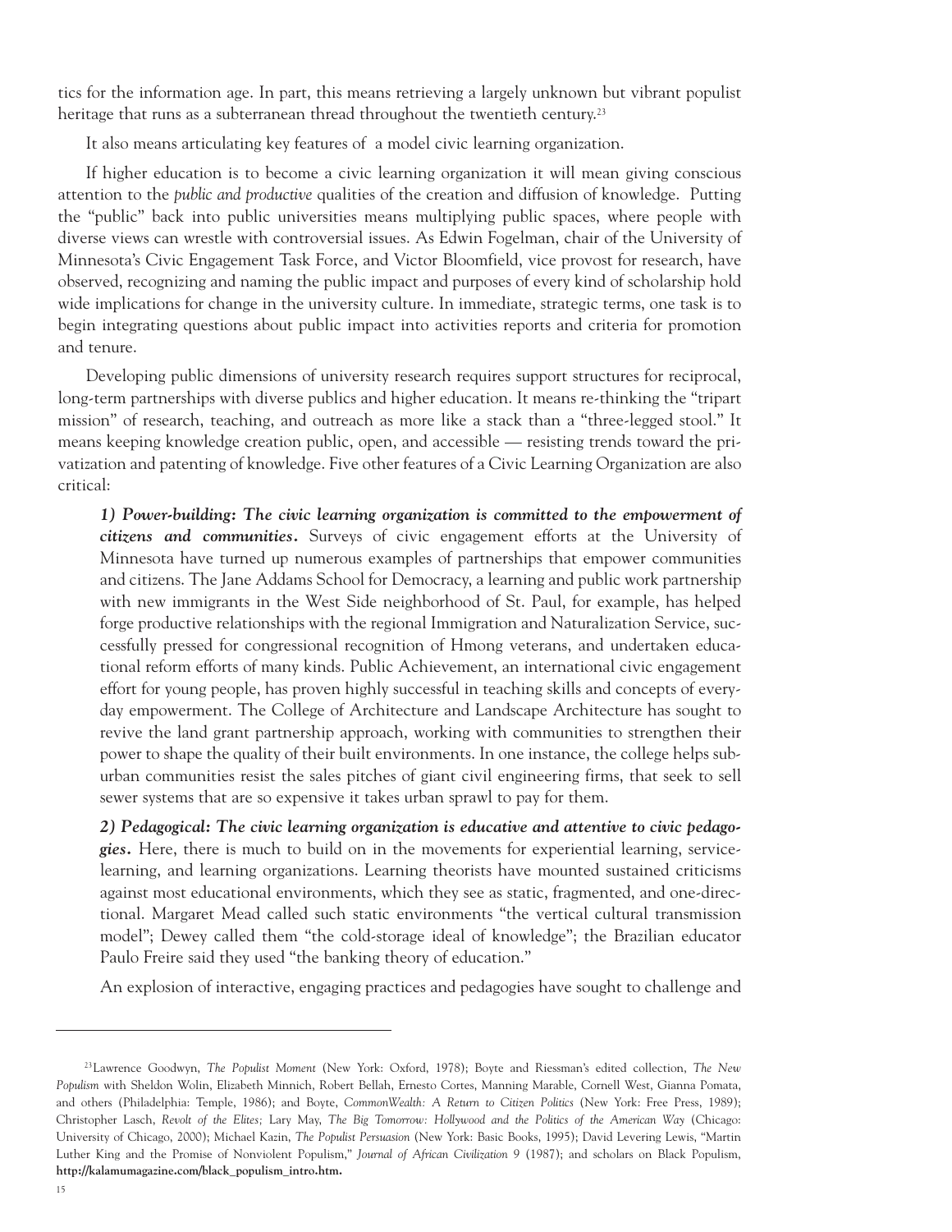tics for the information age. In part, this means retrieving a largely unknown but vibrant populist heritage that runs as a subterranean thread throughout the twentieth century.[23]

It also means articulating key features of a model civic learning organization.

If higher education is to become a civic learning organization it will mean giving conscious attention to the *public and productive* qualities of the creation and diffusion of knowledge. Putting the "public" back into public universities means multiplying public spaces, where people with diverse views can wrestle with controversial issues. As Edwin Fogelman, chair of the University of Minnesota's Civic Engagement Task Force, and Victor Bloomfield, vice provost for research, have observed, recognizing and naming the public impact and purposes of every kind of scholarship hold wide implications for change in the university culture. In immediate, strategic terms, one task is to begin integrating questions about public impact into activities reports and criteria for promotion and tenure.

Developing public dimensions of university research requires support structures for reciprocal, long-term partnerships with diverse publics and higher education. It means re-thinking the "tripart mission" of research, teaching, and outreach as more like a stack than a "three-legged stool." It means keeping knowledge creation public, open, and accessible — resisting trends toward the privatization and patenting of knowledge. Five other features of a Civic Learning Organization are also critical:

***1) Power-building: The civic learning organization is committed to the empowerment of citizens and communities.*** Surveys of civic engagement efforts at the University of Minnesota have turned up numerous examples of partnerships that empower communities and citizens. The Jane Addams School for Democracy, a learning and public work partnership with new immigrants in the West Side neighborhood of St. Paul, for example, has helped forge productive relationships with the regional Immigration and Naturalization Service, successfully pressed for congressional recognition of Hmong veterans, and undertaken educational reform efforts of many kinds. Public Achievement, an international civic engagement effort for young people, has proven highly successful in teaching skills and concepts of everyday empowerment. The College of Architecture and Landscape Architecture has sought to revive the land grant partnership approach, working with communities to strengthen their power to shape the quality of their built environments. In one instance, the college helps suburban communities resist the sales pitches of giant civil engineering firms, that seek to sell sewer systems that are so expensive it takes urban sprawl to pay for them.

***2) Pedagogical: The civic learning organization is educative and attentive to civic pedagogies.*** Here, there is much to build on in the movements for experiential learning, service-learning, and learning organizations. Learning theorists have mounted sustained criticisms against most educational environments, which they see as static, fragmented, and one-directional. Margaret Mead called such static environments "the vertical cultural transmission model"; Dewey called them "the cold-storage ideal of knowledge"; the Brazilian educator Paulo Freire said they used "the banking theory of education."

An explosion of interactive, engaging practices and pedagogies have sought to challenge and

---

[23] Lawrence Goodwyn, *The Populist Moment* (New York: Oxford, 1978); Boyte and Riessman's edited collection, *The New Populism* with Sheldon Wolin, Elizabeth Minnich, Robert Bellah, Ernesto Cortes, Manning Marable, Cornell West, Gianna Pomata, and others (Philadelphia: Temple, 1986); and Boyte, *CommonWealth: A Return to Citizen Politics* (New York: Free Press, 1989); Christopher Lasch, *Revolt of the Elites;* Lary May, *The Big Tomorrow: Hollywood and the Politics of the American Way* (Chicago: University of Chicago, 2000); Michael Kazin, *The Populist Persuasion* (New York: Basic Books, 1995); David Levering Lewis, "Martin Luther King and the Promise of Nonviolent Populism," *Journal of African Civilization* 9 (1987); and scholars on Black Populism, **http://kalamumagazine.com/black_populism_intro.htm.**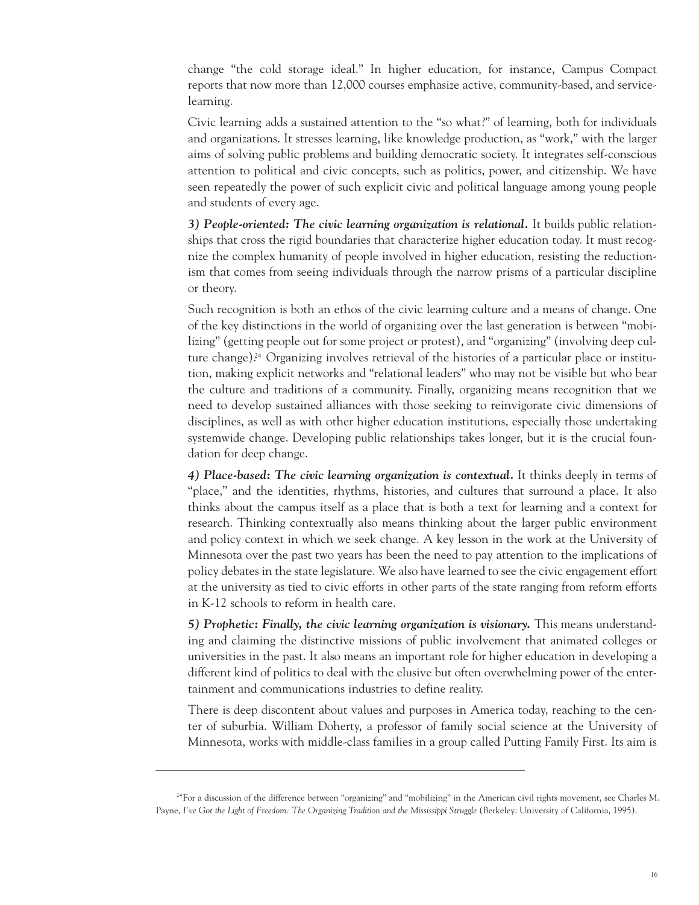change "the cold storage ideal." In higher education, for instance, Campus Compact reports that now more than 12,000 courses emphasize active, community-based, and service-learning.

Civic learning adds a sustained attention to the "so what?" of learning, both for individuals and organizations. It stresses learning, like knowledge production, as "work," with the larger aims of solving public problems and building democratic society. It integrates self-conscious attention to political and civic concepts, such as politics, power, and citizenship. We have seen repeatedly the power of such explicit civic and political language among young people and students of every age.

***3) People-oriented: The civic learning organization is relational.*** It builds public relationships that cross the rigid boundaries that characterize higher education today. It must recognize the complex humanity of people involved in higher education, resisting the reductionism that comes from seeing individuals through the narrow prisms of a particular discipline or theory.

Such recognition is both an ethos of the civic learning culture and a means of change. One of the key distinctions in the world of organizing over the last generation is between "mobilizing" (getting people out for some project or protest), and "organizing" (involving deep culture change).[24] Organizing involves retrieval of the histories of a particular place or institution, making explicit networks and "relational leaders" who may not be visible but who bear the culture and traditions of a community. Finally, organizing means recognition that we need to develop sustained alliances with those seeking to reinvigorate civic dimensions of disciplines, as well as with other higher education institutions, especially those undertaking systemwide change. Developing public relationships takes longer, but it is the crucial foundation for deep change.

***4) Place-based: The civic learning organization is contextual.*** It thinks deeply in terms of "place," and the identities, rhythms, histories, and cultures that surround a place. It also thinks about the campus itself as a place that is both a text for learning and a context for research. Thinking contextually also means thinking about the larger public environment and policy context in which we seek change. A key lesson in the work at the University of Minnesota over the past two years has been the need to pay attention to the implications of policy debates in the state legislature. We also have learned to see the civic engagement effort at the university as tied to civic efforts in other parts of the state ranging from reform efforts in K-12 schools to reform in health care.

***5) Prophetic: Finally, the civic learning organization is visionary.*** This means understanding and claiming the distinctive missions of public involvement that animated colleges or universities in the past. It also means an important role for higher education in developing a different kind of politics to deal with the elusive but often overwhelming power of the entertainment and communications industries to define reality.

There is deep discontent about values and purposes in America today, reaching to the center of suburbia. William Doherty, a professor of family social science at the University of Minnesota, works with middle-class families in a group called Putting Family First. Its aim is

---

[24] For a discussion of the difference between "organizing" and "mobilizing" in the American civil rights movement, see Charles M. Payne, *I've Got the Light of Freedom: The Organizing Tradition and the Mississippi Struggle* (Berkeley: University of California, 1995).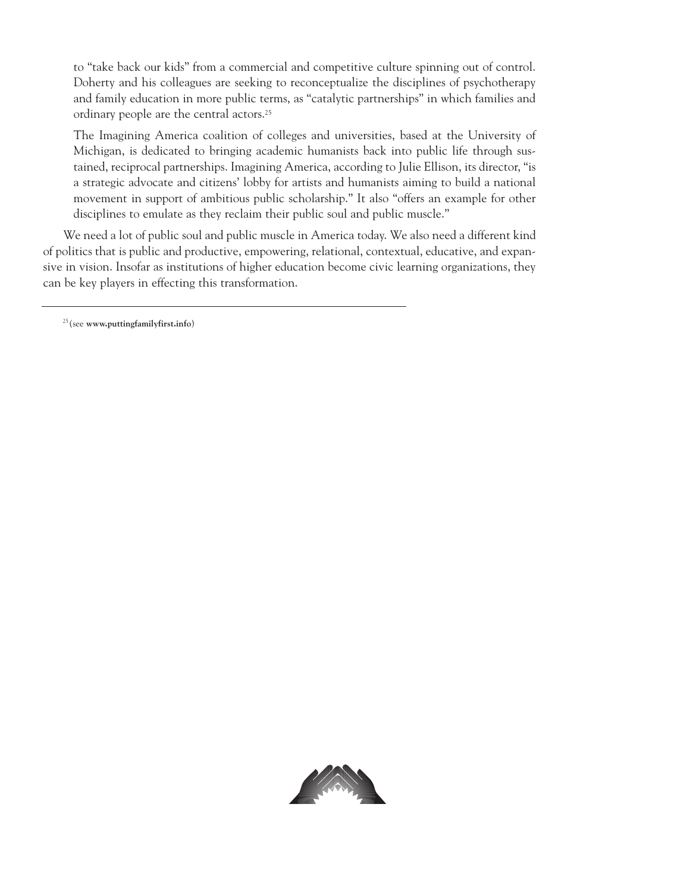to "take back our kids" from a commercial and competitive culture spinning out of control. Doherty and his colleagues are seeking to reconceptualize the disciplines of psychotherapy and family education in more public terms, as "catalytic partnerships" in which families and ordinary people are the central actors.[25]

The Imagining America coalition of colleges and universities, based at the University of Michigan, is dedicated to bringing academic humanists back into public life through sustained, reciprocal partnerships. Imagining America, according to Julie Ellison, its director, "is a strategic advocate and citizens' lobby for artists and humanists aiming to build a national movement in support of ambitious public scholarship." It also "offers an example for other disciplines to emulate as they reclaim their public soul and public muscle."

We need a lot of public soul and public muscle in America today. We also need a different kind of politics that is public and productive, empowering, relational, contextual, educative, and expansive in vision. Insofar as institutions of higher education become civic learning organizations, they can be key players in effecting this transformation.

---

[25] (see **www.puttingfamilyfirst.info**)